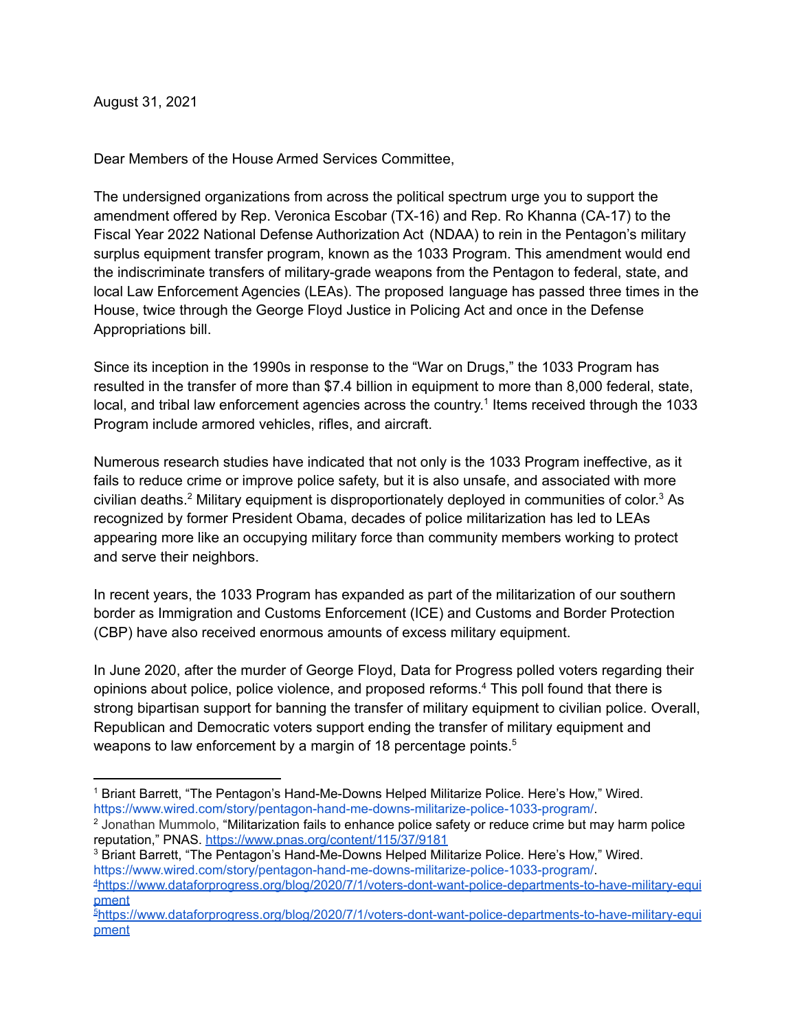August 31, 2021

Dear Members of the House Armed Services Committee,

The undersigned organizations from across the political spectrum urge you to support the amendment offered by Rep. Veronica Escobar (TX-16) and Rep. Ro Khanna (CA-17) to the Fiscal Year 2022 National Defense Authorization Act (NDAA) to rein in the Pentagon's military surplus equipment transfer program, known as the 1033 Program. This amendment would end the indiscriminate transfers of military-grade weapons from the Pentagon to federal, state, and local Law Enforcement Agencies (LEAs). The proposed language has passed three times in the House, twice through the George Floyd Justice in Policing Act and once in the Defense Appropriations bill.

Since its inception in the 1990s in response to the "War on Drugs," the 1033 Program has resulted in the transfer of more than $7.4 billion in equipment to more than 8,000 federal, state, local, and tribal law enforcement agencies across the country.[1] Items received through the 1033 Program include armored vehicles, rifles, and aircraft.

Numerous research studies have indicated that not only is the 1033 Program ineffective, as it fails to reduce crime or improve police safety, but it is also unsafe, and associated with more civilian deaths.[2] Military equipment is disproportionately deployed in communities of color.[3] As recognized by former President Obama, decades of police militarization has led to LEAs appearing more like an occupying military force than community members working to protect and serve their neighbors.

In recent years, the 1033 Program has expanded as part of the militarization of our southern border as Immigration and Customs Enforcement (ICE) and Customs and Border Protection (CBP) have also received enormous amounts of excess military equipment.

In June 2020, after the murder of George Floyd, Data for Progress polled voters regarding their opinions about police, police violence, and proposed reforms.[4] This poll found that there is strong bipartisan support for banning the transfer of military equipment to civilian police. Overall, Republican and Democratic voters support ending the transfer of military equipment and weapons to law enforcement by a margin of 18 percentage points.[5]

---

[1] Briant Barrett, "The Pentagon's Hand-Me-Downs Helped Militarize Police. Here's How," Wired. https://www.wired.com/story/pentagon-hand-me-downs-militarize-police-1033-program/.

[2] Jonathan Mummolo, "Militarization fails to enhance police safety or reduce crime but may harm police reputation," PNAS. https://www.pnas.org/content/115/37/9181

[3] Briant Barrett, "The Pentagon's Hand-Me-Downs Helped Militarize Police. Here's How," Wired. https://www.wired.com/story/pentagon-hand-me-downs-militarize-police-1033-program/.

[4] https://www.dataforprogress.org/blog/2020/7/1/voters-dont-want-police-departments-to-have-military-equipment

[5] https://www.dataforprogress.org/blog/2020/7/1/voters-dont-want-police-departments-to-have-military-equipment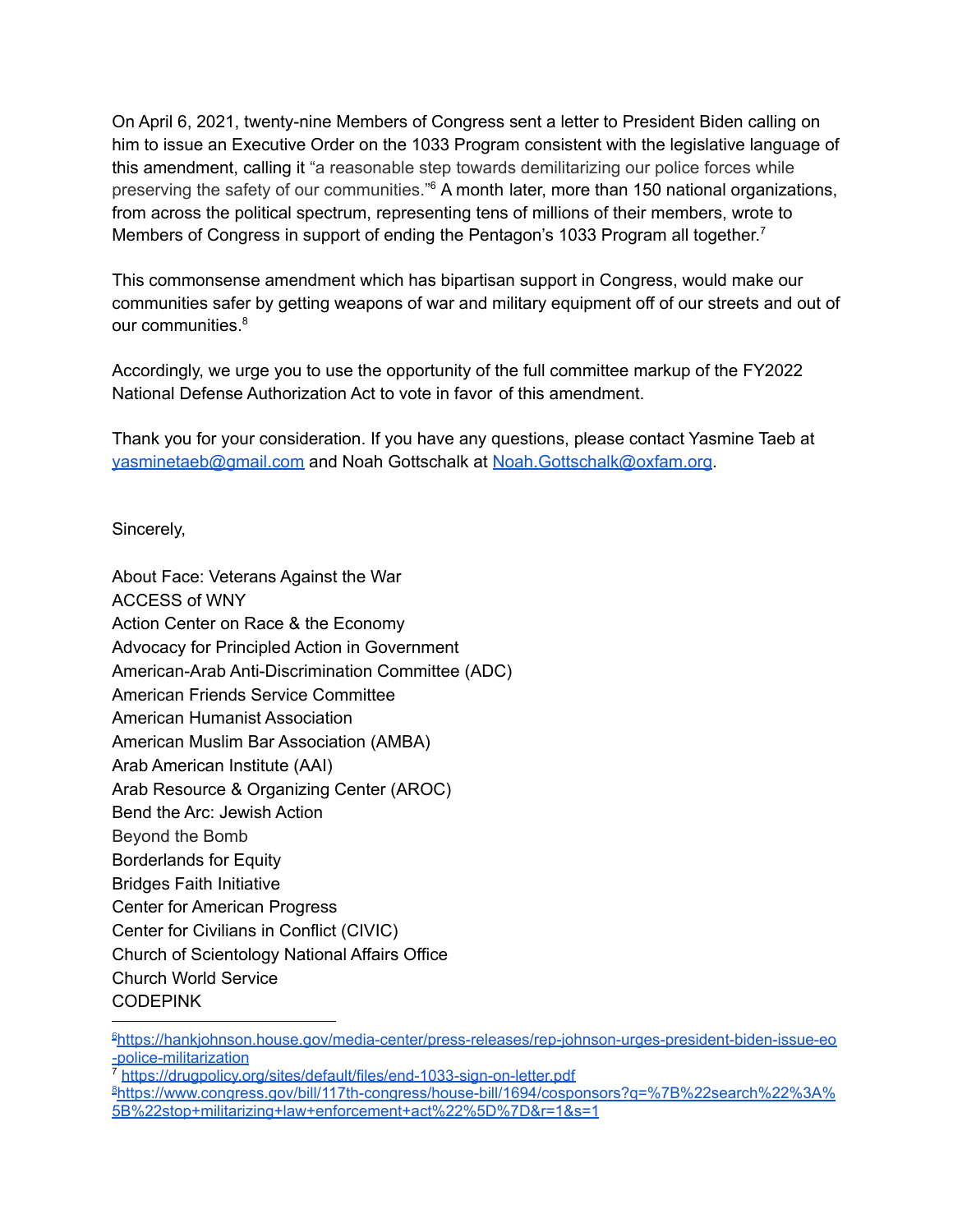On April 6, 2021, twenty-nine Members of Congress sent a letter to President Biden calling on him to issue an Executive Order on the 1033 Program consistent with the legislative language of this amendment, calling it "a reasonable step towards demilitarizing our police forces while preserving the safety of our communities."[6] A month later, more than 150 national organizations, from across the political spectrum, representing tens of millions of their members, wrote to Members of Congress in support of ending the Pentagon's 1033 Program all together.[7]

This commonsense amendment which has bipartisan support in Congress, would make our communities safer by getting weapons of war and military equipment off of our streets and out of our communities.[8]

Accordingly, we urge you to use the opportunity of the full committee markup of the FY2022 National Defense Authorization Act to vote in favor of this amendment.

Thank you for your consideration. If you have any questions, please contact Yasmine Taeb at yasminetaeb@gmail.com and Noah Gottschalk at Noah.Gottschalk@oxfam.org.

Sincerely,

About Face: Veterans Against the War
ACCESS of WNY
Action Center on Race & the Economy
Advocacy for Principled Action in Government
American-Arab Anti-Discrimination Committee (ADC)
American Friends Service Committee
American Humanist Association
American Muslim Bar Association (AMBA)
Arab American Institute (AAI)
Arab Resource & Organizing Center (AROC)
Bend the Arc: Jewish Action
Beyond the Bomb
Borderlands for Equity
Bridges Faith Initiative
Center for American Progress
Center for Civilians in Conflict (CIVIC)
Church of Scientology National Affairs Office
Church World Service
CODEPINK

---

[6] https://hankjohnson.house.gov/media-center/press-releases/rep-johnson-urges-president-biden-issue-eo-police-militarization

[7] https://drugpolicy.org/sites/default/files/end-1033-sign-on-letter.pdf

[8] https://www.congress.gov/bill/117th-congress/house-bill/1694/cosponsors?q=%7B%22search%22%3A%5B%22stop+militarizing+law+enforcement+act%22%5D%7D&r=1&s=1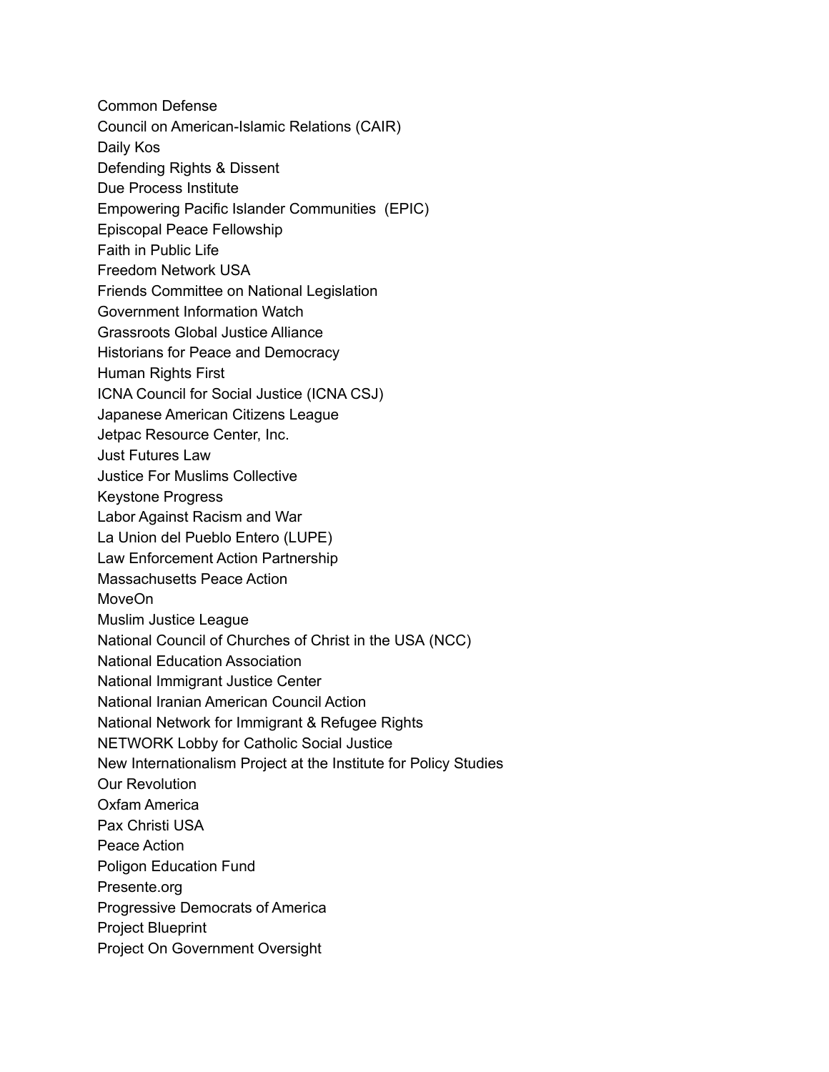Common Defense
Council on American-Islamic Relations (CAIR)
Daily Kos
Defending Rights & Dissent
Due Process Institute
Empowering Pacific Islander Communities (EPIC)
Episcopal Peace Fellowship
Faith in Public Life
Freedom Network USA
Friends Committee on National Legislation
Government Information Watch
Grassroots Global Justice Alliance
Historians for Peace and Democracy
Human Rights First
ICNA Council for Social Justice (ICNA CSJ)
Japanese American Citizens League
Jetpac Resource Center, Inc.
Just Futures Law
Justice For Muslims Collective
Keystone Progress
Labor Against Racism and War
La Union del Pueblo Entero (LUPE)
Law Enforcement Action Partnership
Massachusetts Peace Action
MoveOn
Muslim Justice League
National Council of Churches of Christ in the USA (NCC)
National Education Association
National Immigrant Justice Center
National Iranian American Council Action
National Network for Immigrant & Refugee Rights
NETWORK Lobby for Catholic Social Justice
New Internationalism Project at the Institute for Policy Studies
Our Revolution
Oxfam America
Pax Christi USA
Peace Action
Poligon Education Fund
Presente.org
Progressive Democrats of America
Project Blueprint
Project On Government Oversight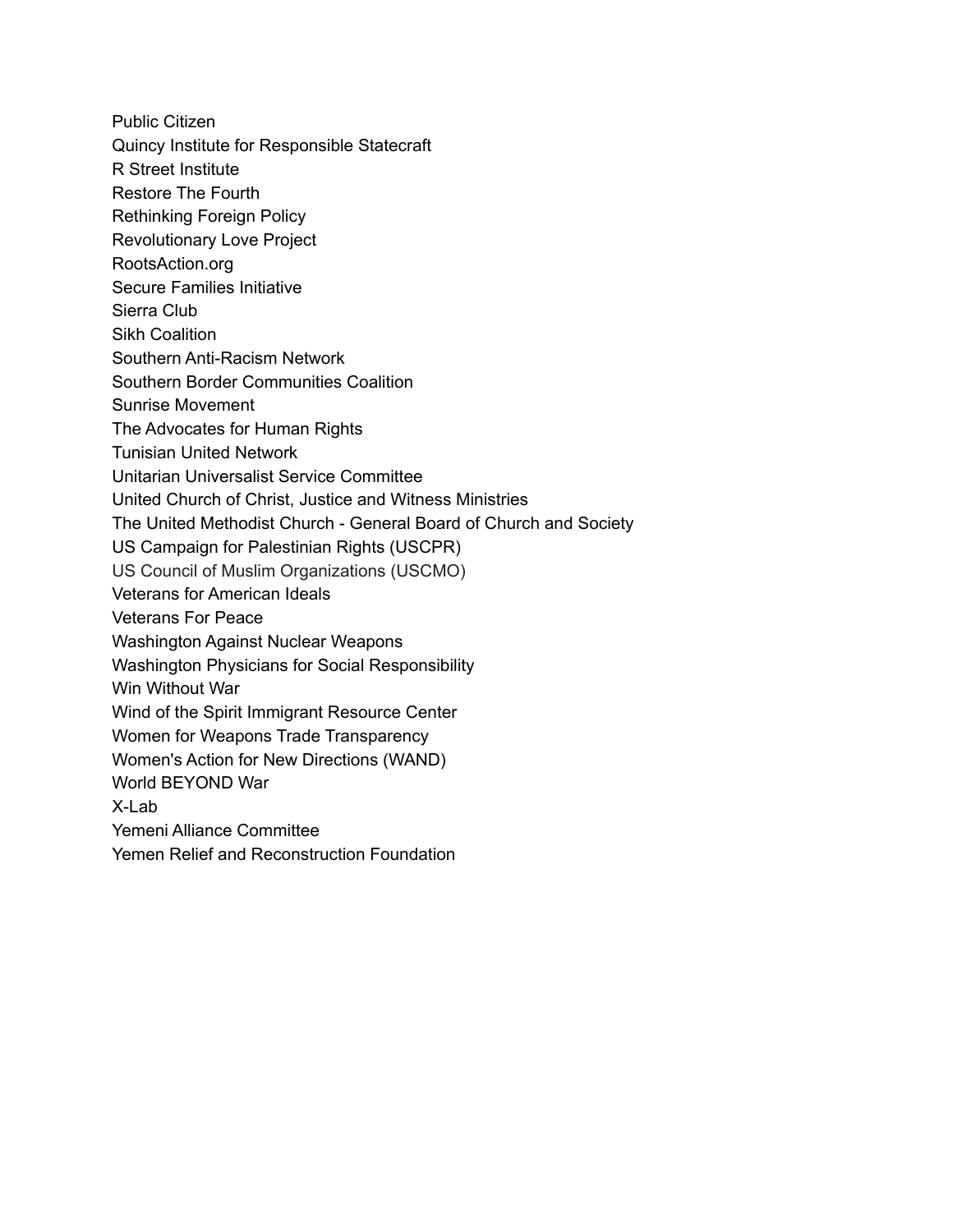Public Citizen
Quincy Institute for Responsible Statecraft
R Street Institute
Restore The Fourth
Rethinking Foreign Policy
Revolutionary Love Project
RootsAction.org
Secure Families Initiative
Sierra Club
Sikh Coalition
Southern Anti-Racism Network
Southern Border Communities Coalition
Sunrise Movement
The Advocates for Human Rights
Tunisian United Network
Unitarian Universalist Service Committee
United Church of Christ, Justice and Witness Ministries
The United Methodist Church - General Board of Church and Society
US Campaign for Palestinian Rights (USCPR)
US Council of Muslim Organizations (USCMO)
Veterans for American Ideals
Veterans For Peace
Washington Against Nuclear Weapons
Washington Physicians for Social Responsibility
Win Without War
Wind of the Spirit Immigrant Resource Center
Women for Weapons Trade Transparency
Women's Action for New Directions (WAND)
World BEYOND War
X-Lab
Yemeni Alliance Committee
Yemen Relief and Reconstruction Foundation